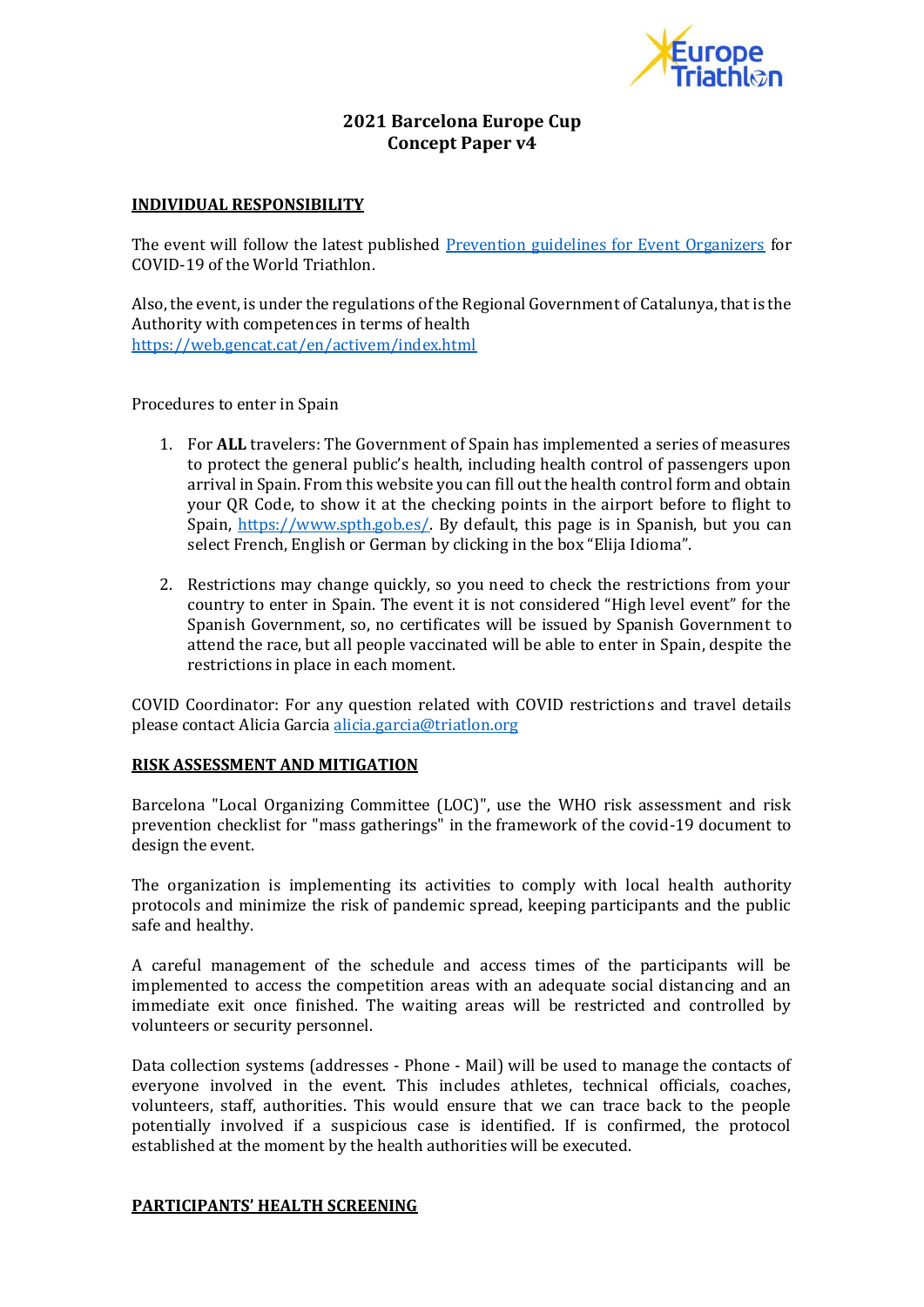# 2021 Barcelona Europe Cup
## Concept Paper v4

### INDIVIDUAL RESPONSIBILITY

The event will follow the latest published [Prevention guidelines for Event Organizers]() for COVID-19 of the World Triathlon.

Also, the event, is under the regulations of the Regional Government of Catalunya, that is the Authority with competences in terms of health
[https://web.gencat.cat/en/activem/index.html](https://web.gencat.cat/en/activem/index.html)

Procedures to enter in Spain

1. For **ALL** travelers: The Government of Spain has implemented a series of measures to protect the general public's health, including health control of passengers upon arrival in Spain. From this website you can fill out the health control form and obtain your QR Code, to show it at the checking points in the airport before to flight to Spain, [https://www.spth.gob.es/](https://www.spth.gob.es/). By default, this page is in Spanish, but you can select French, English or German by clicking in the box "Elija Idioma".

2. Restrictions may change quickly, so you need to check the restrictions from your country to enter in Spain. The event it is not considered "High level event" for the Spanish Government, so, no certificates will be issued by Spanish Government to attend the race, but all people vaccinated will be able to enter in Spain, despite the restrictions in place in each moment.

COVID Coordinator: For any question related with COVID restrictions and travel details please contact Alicia Garcia [alicia.garcia@triatlon.org](mailto:alicia.garcia@triatlon.org)

### RISK ASSESSMENT AND MITIGATION

Barcelona "Local Organizing Committee (LOC)", use the WHO risk assessment and risk prevention checklist for "mass gatherings" in the framework of the covid-19 document to design the event.

The organization is implementing its activities to comply with local health authority protocols and minimize the risk of pandemic spread, keeping participants and the public safe and healthy.

A careful management of the schedule and access times of the participants will be implemented to access the competition areas with an adequate social distancing and an immediate exit once finished. The waiting areas will be restricted and controlled by volunteers or security personnel.

Data collection systems (addresses - Phone - Mail) will be used to manage the contacts of everyone involved in the event. This includes athletes, technical officials, coaches, volunteers, staff, authorities. This would ensure that we can trace back to the people potentially involved if a suspicious case is identified. If is confirmed, the protocol established at the moment by the health authorities will be executed.

### PARTICIPANTS' HEALTH SCREENING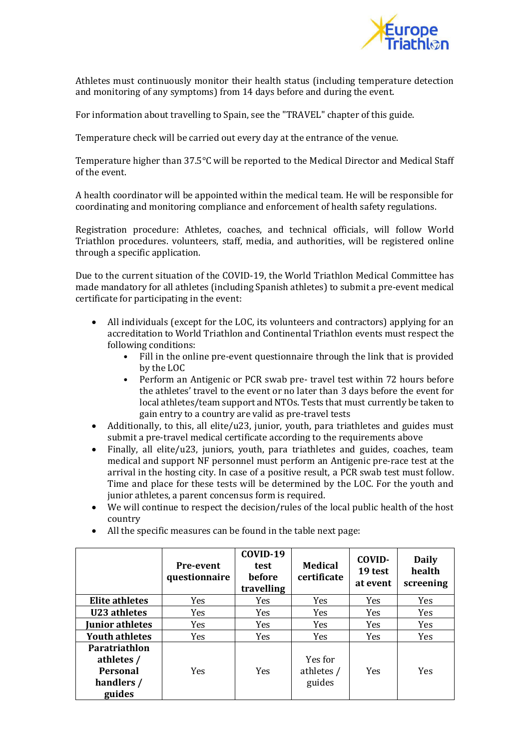Athletes must continuously monitor their health status (including temperature detection and monitoring of any symptoms) from 14 days before and during the event.

For information about travelling to Spain, see the "TRAVEL" chapter of this guide.

Temperature check will be carried out every day at the entrance of the venue.

Temperature higher than 37.5°C will be reported to the Medical Director and Medical Staff of the event.

A health coordinator will be appointed within the medical team. He will be responsible for coordinating and monitoring compliance and enforcement of health safety regulations.

Registration procedure: Athletes, coaches, and technical officials, will follow World Triathlon procedures. volunteers, staff, media, and authorities, will be registered online through a specific application.

Due to the current situation of the COVID-19, the World Triathlon Medical Committee has made mandatory for all athletes (including Spanish athletes) to submit a pre-event medical certificate for participating in the event:

- All individuals (except for the LOC, its volunteers and contractors) applying for an accreditation to World Triathlon and Continental Triathlon events must respect the following conditions:
  - Fill in the online pre-event questionnaire through the link that is provided by the LOC
  - Perform an Antigenic or PCR swab pre- travel test within 72 hours before the athletes' travel to the event or no later than 3 days before the event for local athletes/team support and NTOs. Tests that must currently be taken to gain entry to a country are valid as pre-travel tests
- Additionally, to this, all elite/u23, junior, youth, para triathletes and guides must submit a pre-travel medical certificate according to the requirements above
- Finally, all elite/u23, juniors, youth, para triathletes and guides, coaches, team medical and support NF personnel must perform an Antigenic pre-race test at the arrival in the hosting city. In case of a positive result, a PCR swab test must follow. Time and place for these tests will be determined by the LOC. For the youth and junior athletes, a parent concensus form is required.
- We will continue to respect the decision/rules of the local public health of the host country
- All the specific measures can be found in the table next page:

| | Pre-event questionnaire | COVID-19 test before travelling | Medical certificate | COVID-19 test at event | Daily health screening |
|---|---|---|---|---|---|
| **Elite athletes** | Yes | Yes | Yes | Yes | Yes |
| **U23 athletes** | Yes | Yes | Yes | Yes | Yes |
| **Junior athletes** | Yes | Yes | Yes | Yes | Yes |
| **Youth athletes** | Yes | Yes | Yes | Yes | Yes |
| **Paratriathlon athletes / Personal handlers / guides** | Yes | Yes | Yes for athletes / guides | Yes | Yes |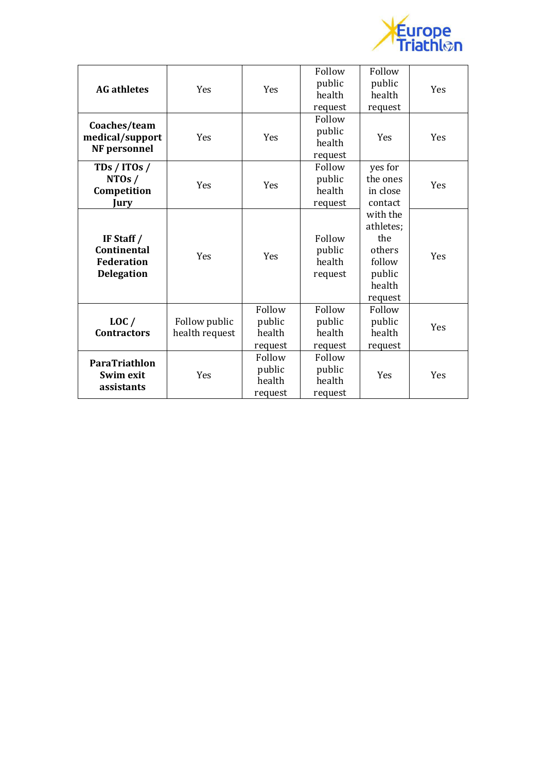| | | | | | |
|---|---|---|---|---|---|
| **AG athletes** | Yes | Yes | Follow public health request | Follow public health request | Yes |
| **Coaches/team medical/support NF personnel** | Yes | Yes | Follow public health request | Yes | Yes |
| **TDs / ITOs / NTOs / Competition Jury** | Yes | Yes | Follow public health request | yes for the ones in close contact with the athletes; the others follow public health request | Yes |
| **IF Staff / Continental Federation Delegation** | Yes | Yes | Follow public health request | | Yes |
| **LOC / Contractors** | Follow public health request | Follow public health request | Follow public health request | Follow public health request | Yes |
| **ParaTriathlon Swim exit assistants** | Yes | Follow public health request | Follow public health request | Yes | Yes |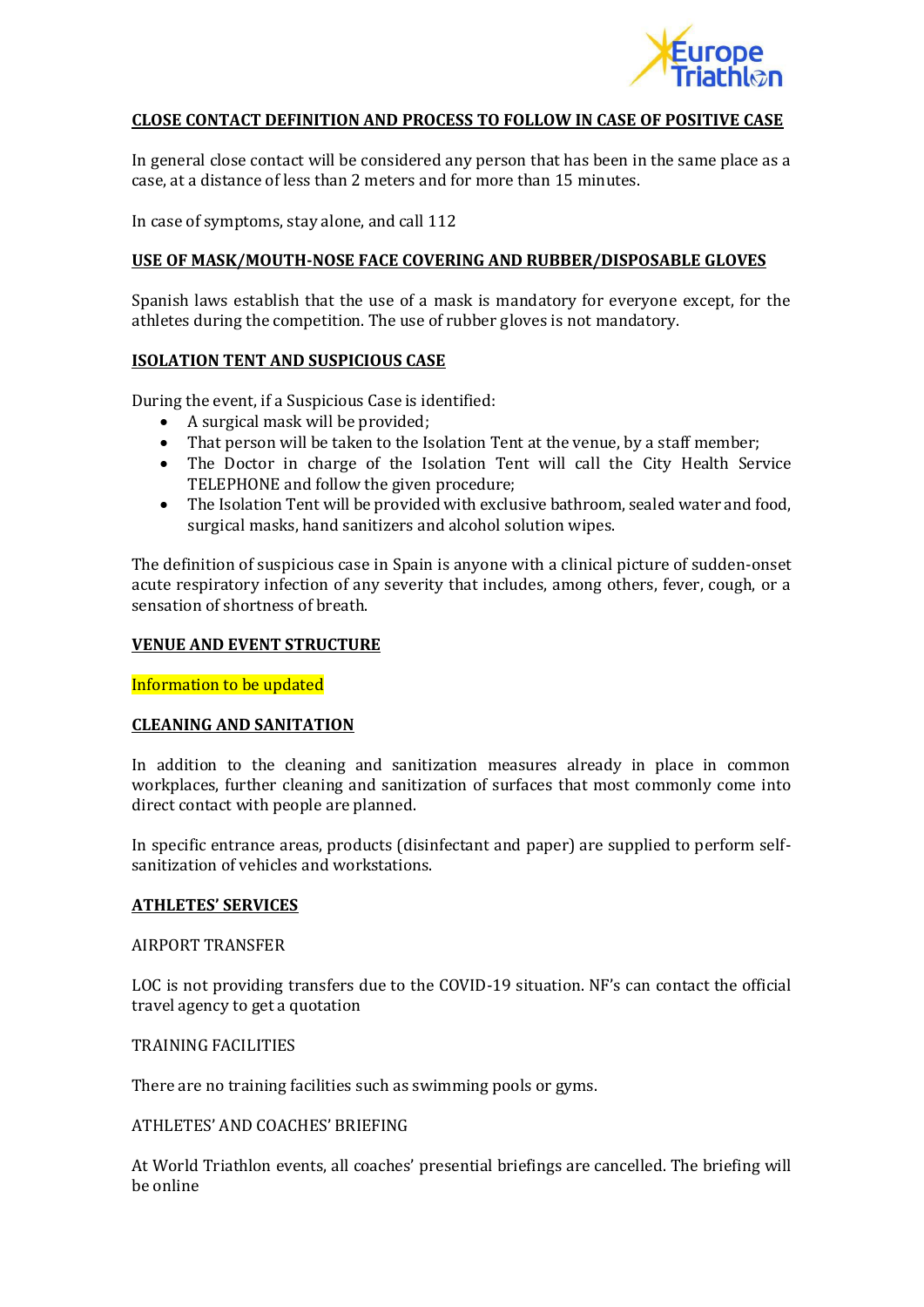## CLOSE CONTACT DEFINITION AND PROCESS TO FOLLOW IN CASE OF POSITIVE CASE

In general close contact will be considered any person that has been in the same place as a case, at a distance of less than 2 meters and for more than 15 minutes.

In case of symptoms, stay alone, and call 112

## USE OF MASK/MOUTH-NOSE FACE COVERING AND RUBBER/DISPOSABLE GLOVES

Spanish laws establish that the use of a mask is mandatory for everyone except, for the athletes during the competition. The use of rubber gloves is not mandatory.

## ISOLATION TENT AND SUSPICIOUS CASE

During the event, if a Suspicious Case is identified:

- A surgical mask will be provided;
- That person will be taken to the Isolation Tent at the venue, by a staff member;
- The Doctor in charge of the Isolation Tent will call the City Health Service TELEPHONE and follow the given procedure;
- The Isolation Tent will be provided with exclusive bathroom, sealed water and food, surgical masks, hand sanitizers and alcohol solution wipes.

The definition of suspicious case in Spain is anyone with a clinical picture of sudden-onset acute respiratory infection of any severity that includes, among others, fever, cough, or a sensation of shortness of breath.

## VENUE AND EVENT STRUCTURE

Information to be updated

## CLEANING AND SANITATION

In addition to the cleaning and sanitization measures already in place in common workplaces, further cleaning and sanitization of surfaces that most commonly come into direct contact with people are planned.

In specific entrance areas, products (disinfectant and paper) are supplied to perform self-sanitization of vehicles and workstations.

## ATHLETES' SERVICES

### AIRPORT TRANSFER

LOC is not providing transfers due to the COVID-19 situation. NF's can contact the official travel agency to get a quotation

### TRAINING FACILITIES

There are no training facilities such as swimming pools or gyms.

### ATHLETES' AND COACHES' BRIEFING

At World Triathlon events, all coaches' presential briefings are cancelled. The briefing will be online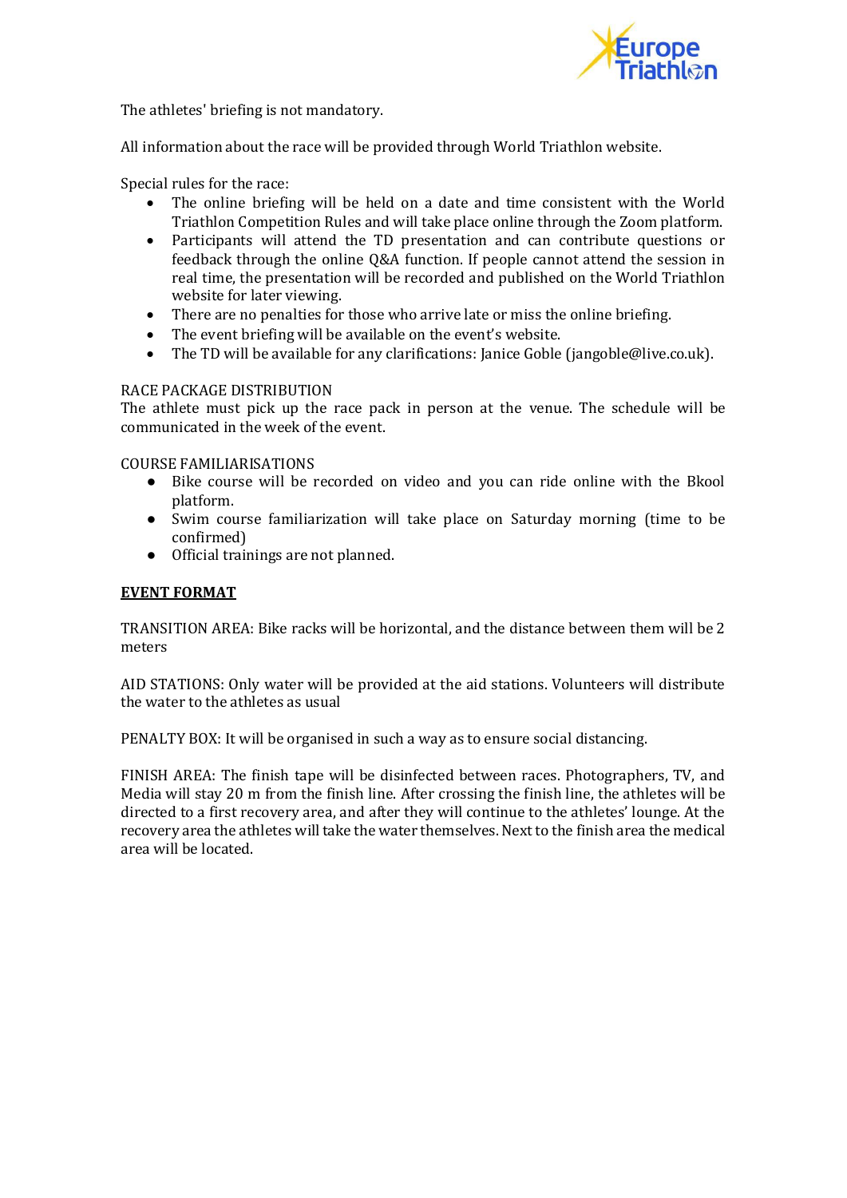The athletes' briefing is not mandatory.

All information about the race will be provided through World Triathlon website.

Special rules for the race:

- The online briefing will be held on a date and time consistent with the World Triathlon Competition Rules and will take place online through the Zoom platform.
- Participants will attend the TD presentation and can contribute questions or feedback through the online Q&A function. If people cannot attend the session in real time, the presentation will be recorded and published on the World Triathlon website for later viewing.
- There are no penalties for those who arrive late or miss the online briefing.
- The event briefing will be available on the event's website.
- The TD will be available for any clarifications: Janice Goble (jangoble@live.co.uk).

RACE PACKAGE DISTRIBUTION
The athlete must pick up the race pack in person at the venue. The schedule will be communicated in the week of the event.

COURSE FAMILIARISATIONS

- Bike course will be recorded on video and you can ride online with the Bkool platform.
- Swim course familiarization will take place on Saturday morning (time to be confirmed)
- Official trainings are not planned.

**EVENT FORMAT**

TRANSITION AREA: Bike racks will be horizontal, and the distance between them will be 2 meters

AID STATIONS: Only water will be provided at the aid stations. Volunteers will distribute the water to the athletes as usual

PENALTY BOX: It will be organised in such a way as to ensure social distancing.

FINISH AREA: The finish tape will be disinfected between races. Photographers, TV, and Media will stay 20 m from the finish line. After crossing the finish line, the athletes will be directed to a first recovery area, and after they will continue to the athletes' lounge. At the recovery area the athletes will take the water themselves. Next to the finish area the medical area will be located.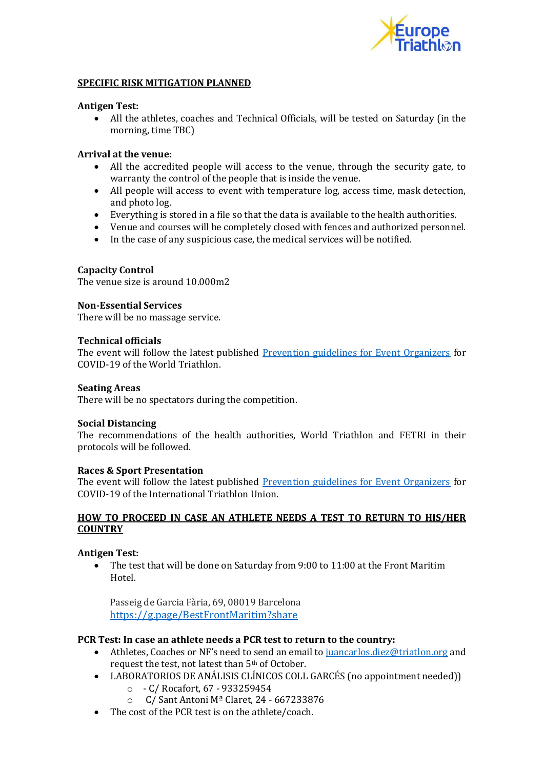## SPECIFIC RISK MITIGATION PLANNED

**Antigen Test:**

- All the athletes, coaches and Technical Officials, will be tested on Saturday (in the morning, time TBC)

**Arrival at the venue:**

- All the accredited people will access to the venue, through the security gate, to warranty the control of the people that is inside the venue.
- All people will access to event with temperature log, access time, mask detection, and photo log.
- Everything is stored in a file so that the data is available to the health authorities.
- Venue and courses will be completely closed with fences and authorized personnel.
- In the case of any suspicious case, the medical services will be notified.

**Capacity Control**

The venue size is around 10.000m2

**Non-Essential Services**

There will be no massage service.

**Technical officials**

The event will follow the latest published [Prevention guidelines for Event Organizers](#) for COVID-19 of the World Triathlon.

**Seating Areas**

There will be no spectators during the competition.

**Social Distancing**

The recommendations of the health authorities, World Triathlon and FETRI in their protocols will be followed.

**Races & Sport Presentation**

The event will follow the latest published [Prevention guidelines for Event Organizers](#) for COVID-19 of the International Triathlon Union.

## HOW TO PROCEED IN CASE AN ATHLETE NEEDS A TEST TO RETURN TO HIS/HER COUNTRY

**Antigen Test:**

- The test that will be done on Saturday from 9:00 to 11:00 at the Front Maritim Hotel.

  Passeig de Garcia Fària, 69, 08019 Barcelona
  https://g.page/BestFrontMaritim?share

**PCR Test: In case an athlete needs a PCR test to return to the country:**

- Athletes, Coaches or NF's need to send an email to juancarlos.diez@triatlon.org and request the test, not latest than 5th of October.
- LABORATORIOS DE ANÁLISIS CLÍNICOS COLL GARCÉS (no appointment needed))
  - - C/ Rocafort, 67 - 933259454
  - C/ Sant Antoni Mª Claret, 24 - 667233876
- The cost of the PCR test is on the athlete/coach.